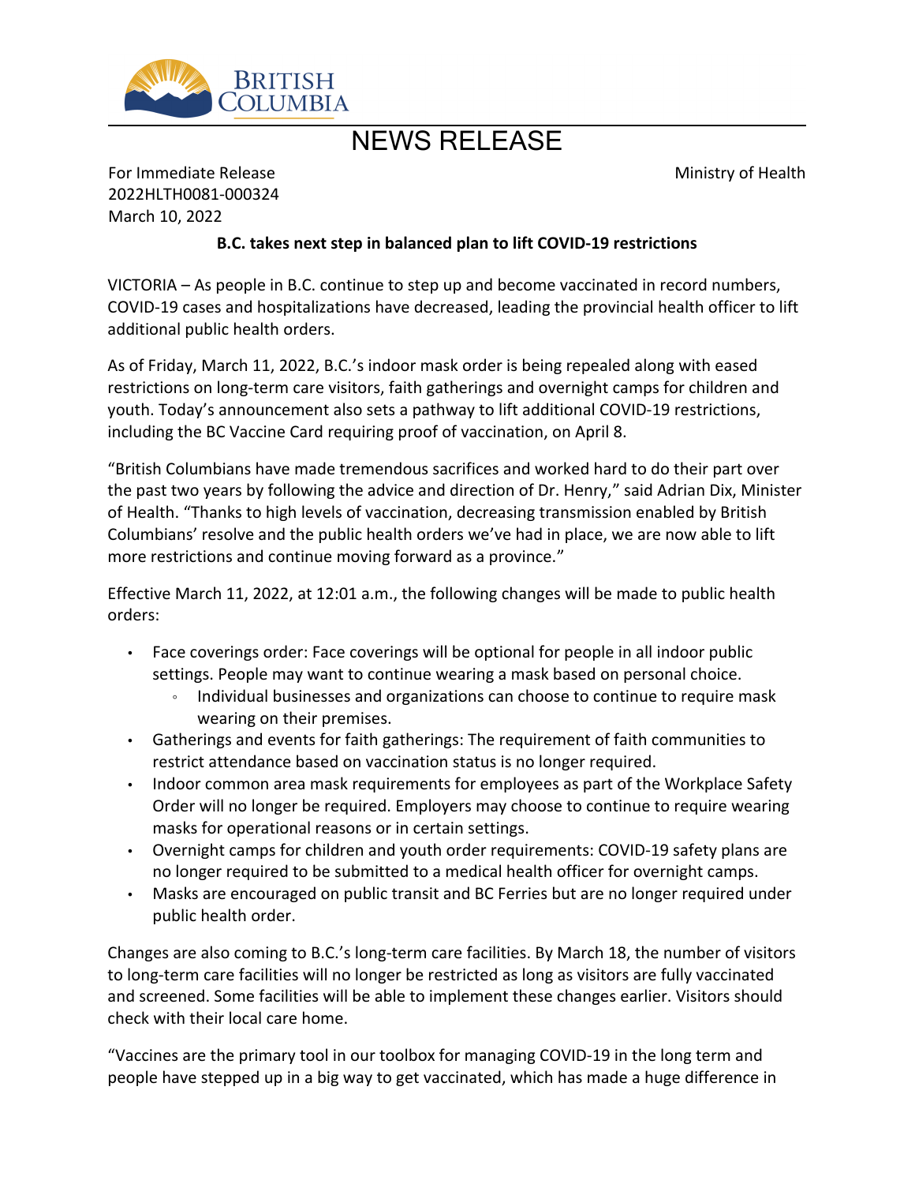BRITISH COLUMBIA

# NEWS RELEASE

For Immediate Release
2022HLTH0081-000324
March 10, 2022

Ministry of Health

**B.C. takes next step in balanced plan to lift COVID-19 restrictions**

VICTORIA – As people in B.C. continue to step up and become vaccinated in record numbers, COVID-19 cases and hospitalizations have decreased, leading the provincial health officer to lift additional public health orders.

As of Friday, March 11, 2022, B.C.'s indoor mask order is being repealed along with eased restrictions on long-term care visitors, faith gatherings and overnight camps for children and youth. Today's announcement also sets a pathway to lift additional COVID-19 restrictions, including the BC Vaccine Card requiring proof of vaccination, on April 8.

"British Columbians have made tremendous sacrifices and worked hard to do their part over the past two years by following the advice and direction of Dr. Henry," said Adrian Dix, Minister of Health. "Thanks to high levels of vaccination, decreasing transmission enabled by British Columbians' resolve and the public health orders we've had in place, we are now able to lift more restrictions and continue moving forward as a province."

Effective March 11, 2022, at 12:01 a.m., the following changes will be made to public health orders:

- Face coverings order: Face coverings will be optional for people in all indoor public settings. People may want to continue wearing a mask based on personal choice.
  - Individual businesses and organizations can choose to continue to require mask wearing on their premises.
- Gatherings and events for faith gatherings: The requirement of faith communities to restrict attendance based on vaccination status is no longer required.
- Indoor common area mask requirements for employees as part of the Workplace Safety Order will no longer be required. Employers may choose to continue to require wearing masks for operational reasons or in certain settings.
- Overnight camps for children and youth order requirements: COVID-19 safety plans are no longer required to be submitted to a medical health officer for overnight camps.
- Masks are encouraged on public transit and BC Ferries but are no longer required under public health order.

Changes are also coming to B.C.'s long-term care facilities. By March 18, the number of visitors to long-term care facilities will no longer be restricted as long as visitors are fully vaccinated and screened. Some facilities will be able to implement these changes earlier. Visitors should check with their local care home.

"Vaccines are the primary tool in our toolbox for managing COVID-19 in the long term and people have stepped up in a big way to get vaccinated, which has made a huge difference in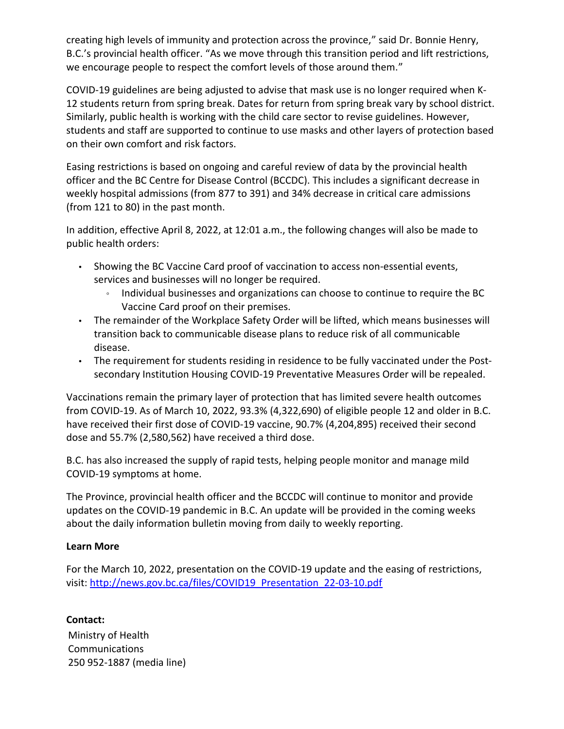creating high levels of immunity and protection across the province," said Dr. Bonnie Henry, B.C.'s provincial health officer. "As we move through this transition period and lift restrictions, we encourage people to respect the comfort levels of those around them."

COVID-19 guidelines are being adjusted to advise that mask use is no longer required when K-12 students return from spring break. Dates for return from spring break vary by school district. Similarly, public health is working with the child care sector to revise guidelines. However, students and staff are supported to continue to use masks and other layers of protection based on their own comfort and risk factors.

Easing restrictions is based on ongoing and careful review of data by the provincial health officer and the BC Centre for Disease Control (BCCDC). This includes a significant decrease in weekly hospital admissions (from 877 to 391) and 34% decrease in critical care admissions (from 121 to 80) in the past month.

In addition, effective April 8, 2022, at 12:01 a.m., the following changes will also be made to public health orders:

- Showing the BC Vaccine Card proof of vaccination to access non-essential events, services and businesses will no longer be required.
  - Individual businesses and organizations can choose to continue to require the BC Vaccine Card proof on their premises.
- The remainder of the Workplace Safety Order will be lifted, which means businesses will transition back to communicable disease plans to reduce risk of all communicable disease.
- The requirement for students residing in residence to be fully vaccinated under the Post-secondary Institution Housing COVID-19 Preventative Measures Order will be repealed.

Vaccinations remain the primary layer of protection that has limited severe health outcomes from COVID-19. As of March 10, 2022, 93.3% (4,322,690) of eligible people 12 and older in B.C. have received their first dose of COVID-19 vaccine, 90.7% (4,204,895) received their second dose and 55.7% (2,580,562) have received a third dose.

B.C. has also increased the supply of rapid tests, helping people monitor and manage mild COVID-19 symptoms at home.

The Province, provincial health officer and the BCCDC will continue to monitor and provide updates on the COVID-19 pandemic in B.C. An update will be provided in the coming weeks about the daily information bulletin moving from daily to weekly reporting.

**Learn More**

For the March 10, 2022, presentation on the COVID-19 update and the easing of restrictions, visit: http://news.gov.bc.ca/files/COVID19_Presentation_22-03-10.pdf

**Contact:**

Ministry of Health
Communications
250 952-1887 (media line)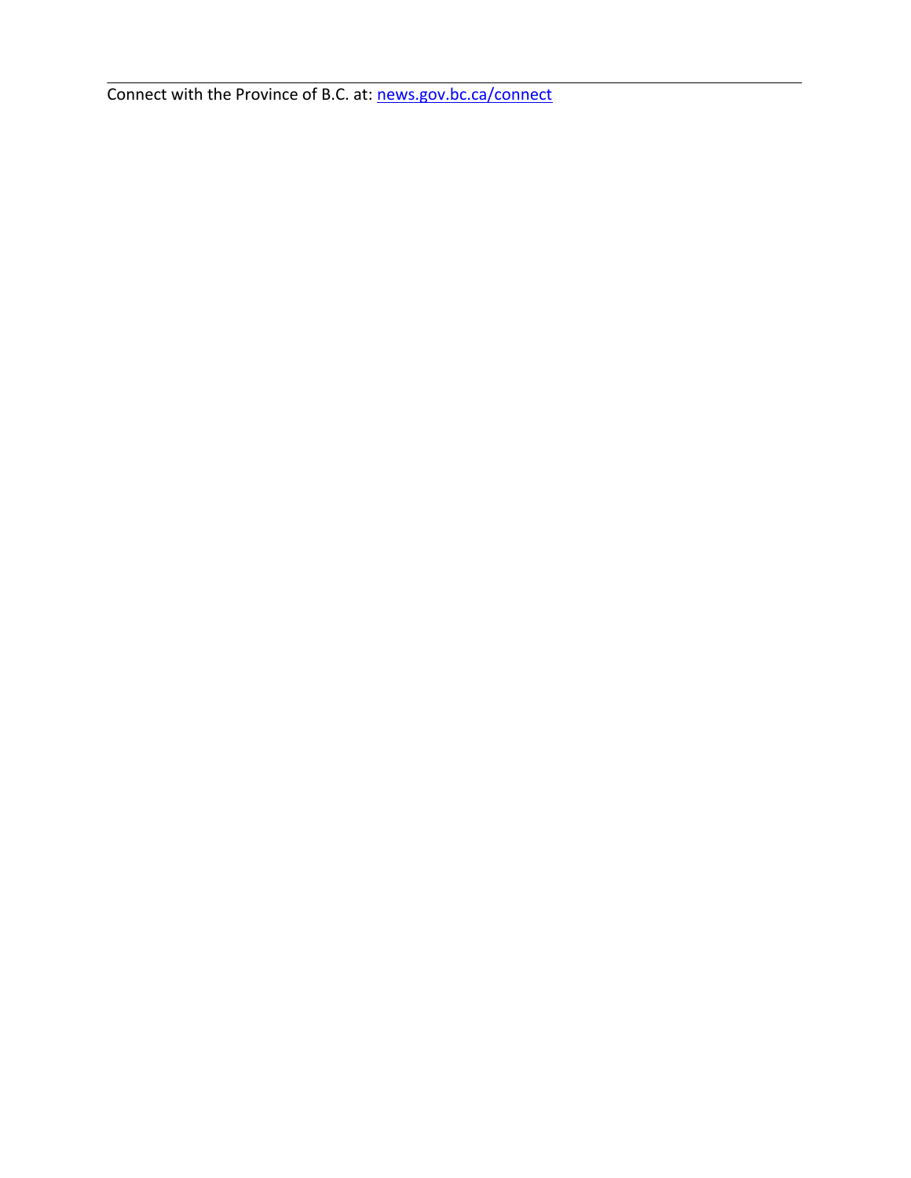---

Connect with the Province of B.C. at: [news.gov.bc.ca/connect](news.gov.bc.ca/connect)